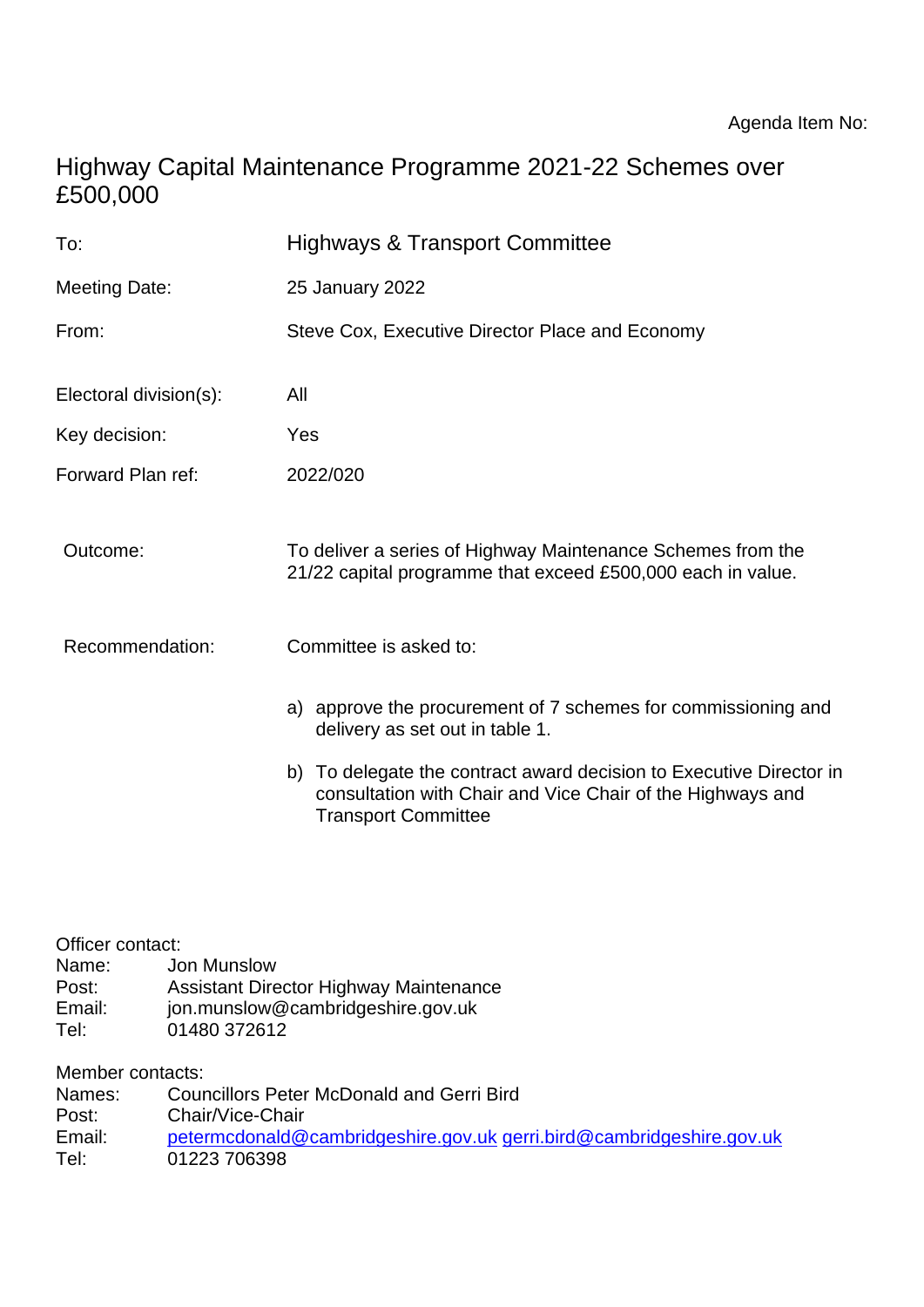Agenda Item No:

# Highway Capital Maintenance Programme 2021-22 Schemes over £500,000

| | |
|---|---|
| To: | Highways & Transport Committee |
| Meeting Date: | 25 January 2022 |
| From: | Steve Cox, Executive Director Place and Economy |
| Electoral division(s): | All |
| Key decision: | Yes |
| Forward Plan ref: | 2022/020 |
| Outcome: | To deliver a series of Highway Maintenance Schemes from the 21/22 capital programme that exceed £500,000 each in value. |
| Recommendation: | Committee is asked to: |

a) approve the procurement of 7 schemes for commissioning and delivery as set out in table 1.

b) To delegate the contract award decision to Executive Director in consultation with Chair and Vice Chair of the Highways and Transport Committee

Officer contact:
Name: Jon Munslow
Post: Assistant Director Highway Maintenance
Email: jon.munslow@cambridgeshire.gov.uk
Tel: 01480 372612

Member contacts:
Names: Councillors Peter McDonald and Gerri Bird
Post: Chair/Vice-Chair
Email: petermcdonald@cambridgeshire.gov.uk gerri.bird@cambridgeshire.gov.uk
Tel: 01223 706398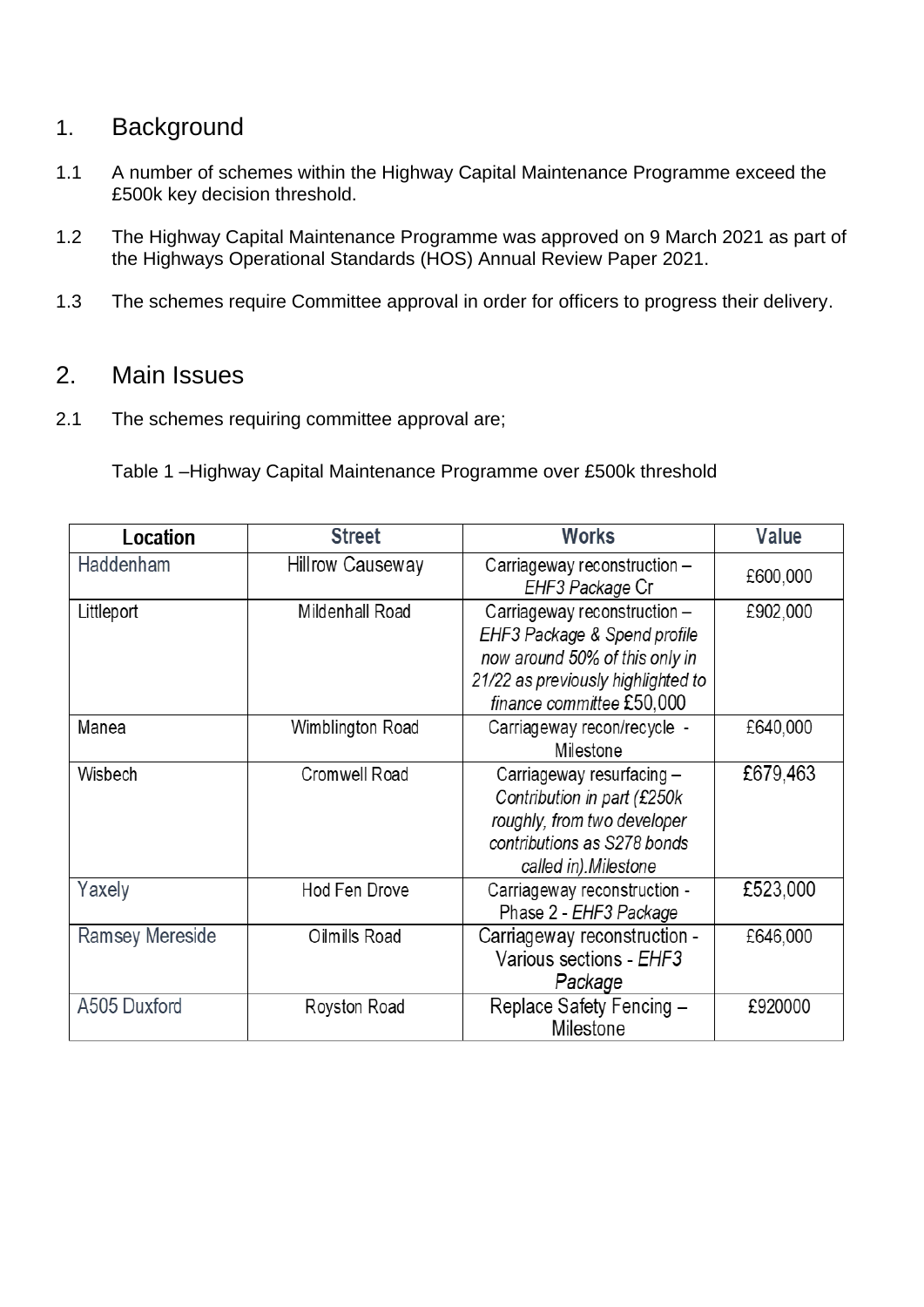## 1. Background

1.1 A number of schemes within the Highway Capital Maintenance Programme exceed the £500k key decision threshold.

1.2 The Highway Capital Maintenance Programme was approved on 9 March 2021 as part of the Highways Operational Standards (HOS) Annual Review Paper 2021.

1.3 The schemes require Committee approval in order for officers to progress their delivery.

## 2. Main Issues

2.1 The schemes requiring committee approval are;

Table 1 –Highway Capital Maintenance Programme over £500k threshold

| Location | Street | Works | Value |
|---|---|---|---|
| Haddenham | Hillrow Causeway | Carriageway reconstruction – *EHF3 Package* Cr | £600,000 |
| Littleport | Mildenhall Road | Carriageway reconstruction – *EHF3 Package & Spend profile now around 50% of this only in 21/22 as previously highlighted to finance committee* £50,000 | £902,000 |
| Manea | Wimblington Road | Carriageway recon/recycle - Milestone | £640,000 |
| Wisbech | Cromwell Road | Carriageway resurfacing – *Contribution in part (£250k roughly, from two developer contributions as S278 bonds called in).Milestone* | £679,463 |
| Yaxely | Hod Fen Drove | Carriageway reconstruction - Phase 2 - *EHF3 Package* | £523,000 |
| Ramsey Mereside | Oilmills Road | Carriageway reconstruction - Various sections - *EHF3 Package* | £646,000 |
| A505 Duxford | Royston Road | Replace Safety Fencing – Milestone | £920000 |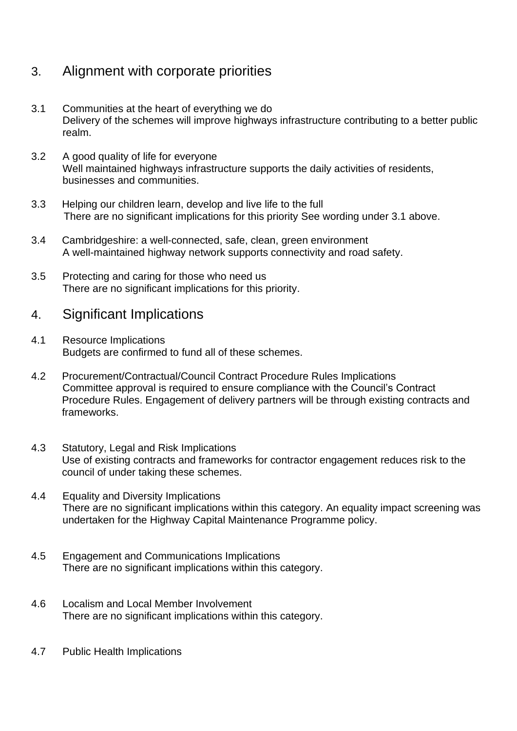## 3. Alignment with corporate priorities

3.1 Communities at the heart of everything we do

Delivery of the schemes will improve highways infrastructure contributing to a better public realm.

3.2 A good quality of life for everyone

Well maintained highways infrastructure supports the daily activities of residents, businesses and communities.

3.3 Helping our children learn, develop and live life to the full

There are no significant implications for this priority See wording under 3.1 above.

3.4 Cambridgeshire: a well-connected, safe, clean, green environment

A well-maintained highway network supports connectivity and road safety.

3.5 Protecting and caring for those who need us

There are no significant implications for this priority.

## 4. Significant Implications

4.1 Resource Implications

Budgets are confirmed to fund all of these schemes.

4.2 Procurement/Contractual/Council Contract Procedure Rules Implications

Committee approval is required to ensure compliance with the Council's Contract Procedure Rules. Engagement of delivery partners will be through existing contracts and frameworks.

4.3 Statutory, Legal and Risk Implications

Use of existing contracts and frameworks for contractor engagement reduces risk to the council of under taking these schemes.

4.4 Equality and Diversity Implications

There are no significant implications within this category. An equality impact screening was undertaken for the Highway Capital Maintenance Programme policy.

4.5 Engagement and Communications Implications

There are no significant implications within this category.

4.6 Localism and Local Member Involvement

There are no significant implications within this category.

4.7 Public Health Implications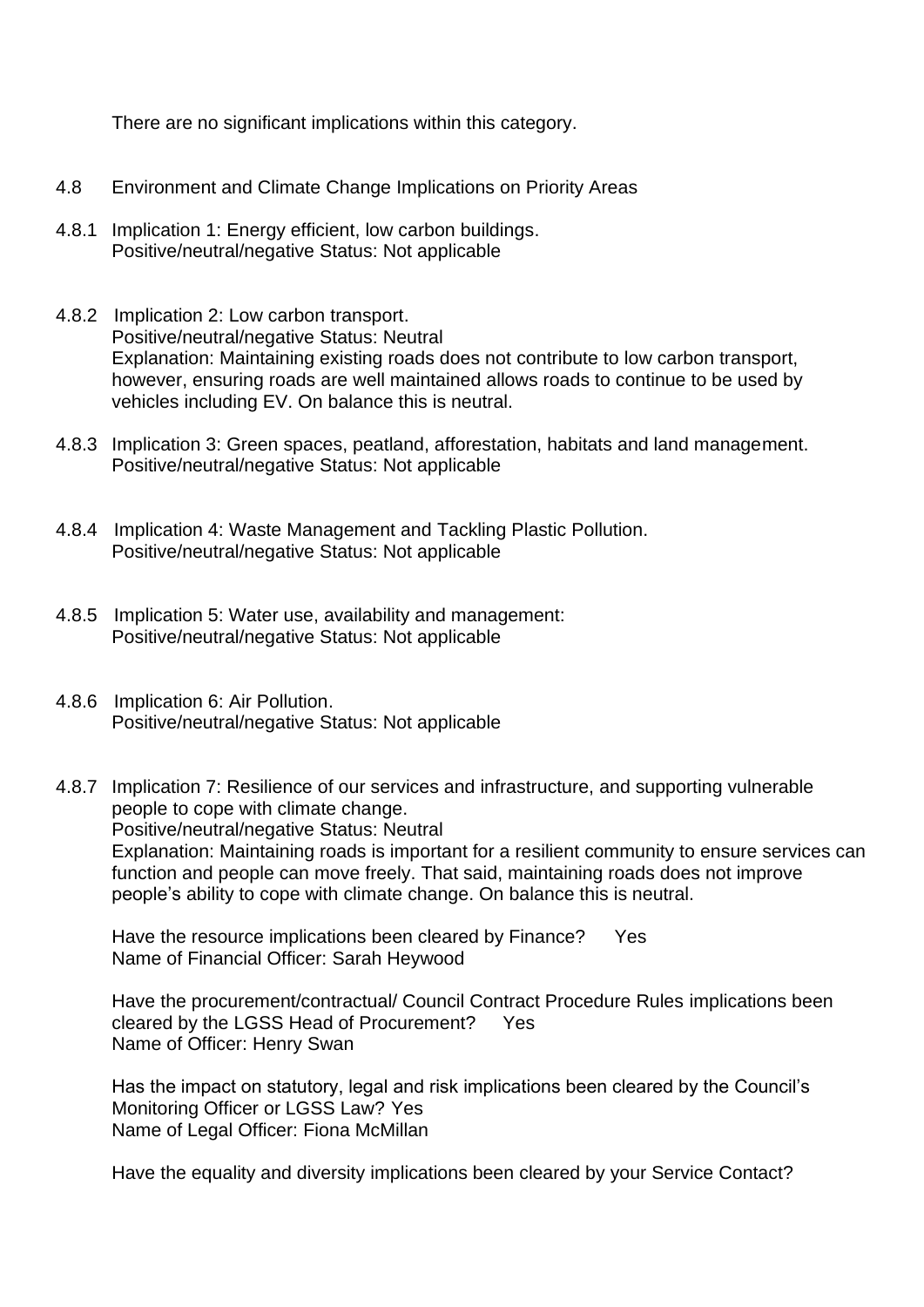There are no significant implications within this category.

4.8 Environment and Climate Change Implications on Priority Areas

4.8.1 Implication 1: Energy efficient, low carbon buildings.
Positive/neutral/negative Status: Not applicable

4.8.2 Implication 2: Low carbon transport.
Positive/neutral/negative Status: Neutral
Explanation: Maintaining existing roads does not contribute to low carbon transport, however, ensuring roads are well maintained allows roads to continue to be used by vehicles including EV. On balance this is neutral.

4.8.3 Implication 3: Green spaces, peatland, afforestation, habitats and land management.
Positive/neutral/negative Status: Not applicable

4.8.4 Implication 4: Waste Management and Tackling Plastic Pollution.
Positive/neutral/negative Status: Not applicable

4.8.5 Implication 5: Water use, availability and management:
Positive/neutral/negative Status: Not applicable

4.8.6 Implication 6: Air Pollution.
Positive/neutral/negative Status: Not applicable

4.8.7 Implication 7: Resilience of our services and infrastructure, and supporting vulnerable people to cope with climate change.
Positive/neutral/negative Status: Neutral
Explanation: Maintaining roads is important for a resilient community to ensure services can function and people can move freely. That said, maintaining roads does not improve people's ability to cope with climate change. On balance this is neutral.

Have the resource implications been cleared by Finance? Yes
Name of Financial Officer: Sarah Heywood

Have the procurement/contractual/ Council Contract Procedure Rules implications been cleared by the LGSS Head of Procurement? Yes
Name of Officer: Henry Swan

Has the impact on statutory, legal and risk implications been cleared by the Council's Monitoring Officer or LGSS Law? Yes
Name of Legal Officer: Fiona McMillan

Have the equality and diversity implications been cleared by your Service Contact?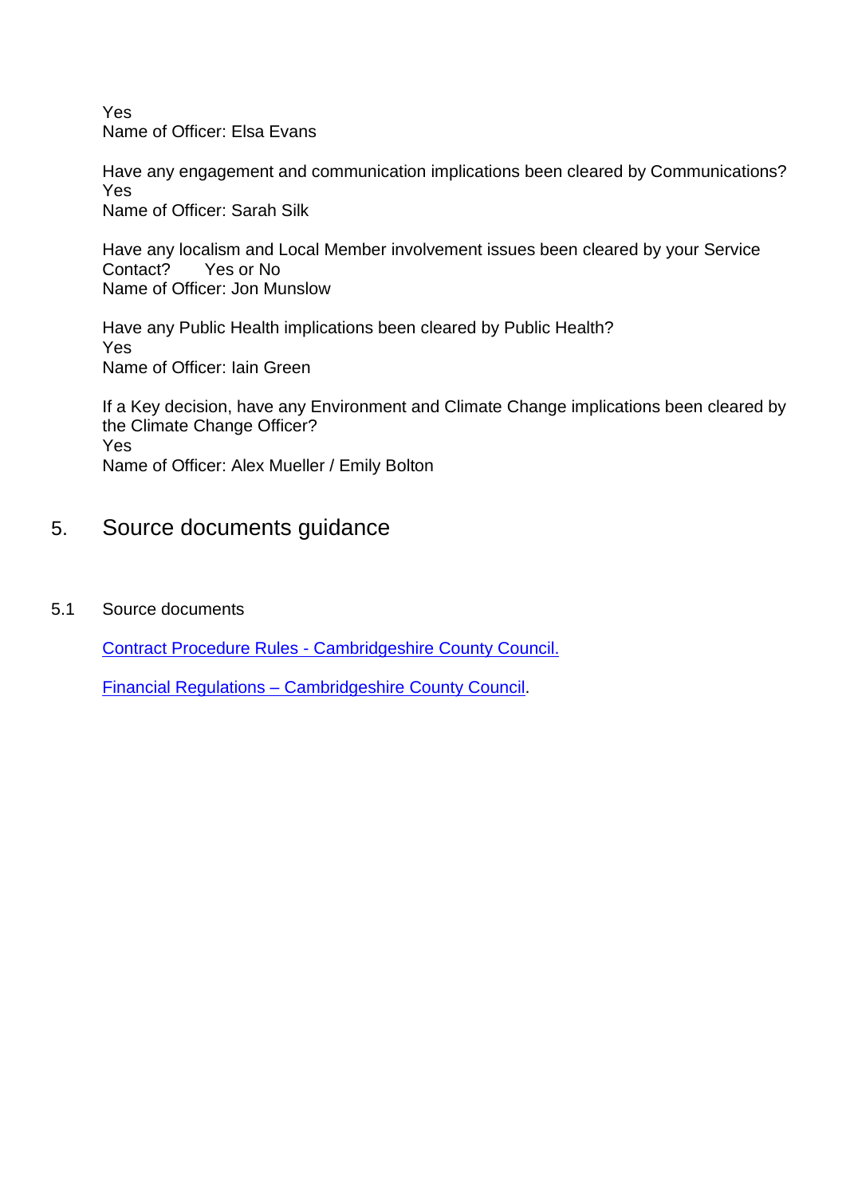Yes
Name of Officer: Elsa Evans

Have any engagement and communication implications been cleared by Communications?
Yes
Name of Officer: Sarah Silk

Have any localism and Local Member involvement issues been cleared by your Service Contact? Yes or No
Name of Officer: Jon Munslow

Have any Public Health implications been cleared by Public Health?
Yes
Name of Officer: Iain Green

If a Key decision, have any Environment and Climate Change implications been cleared by the Climate Change Officer?
Yes
Name of Officer: Alex Mueller / Emily Bolton

## 5. Source documents guidance

### 5.1 Source documents

Contract Procedure Rules - Cambridgeshire County Council.

Financial Regulations – Cambridgeshire County Council.